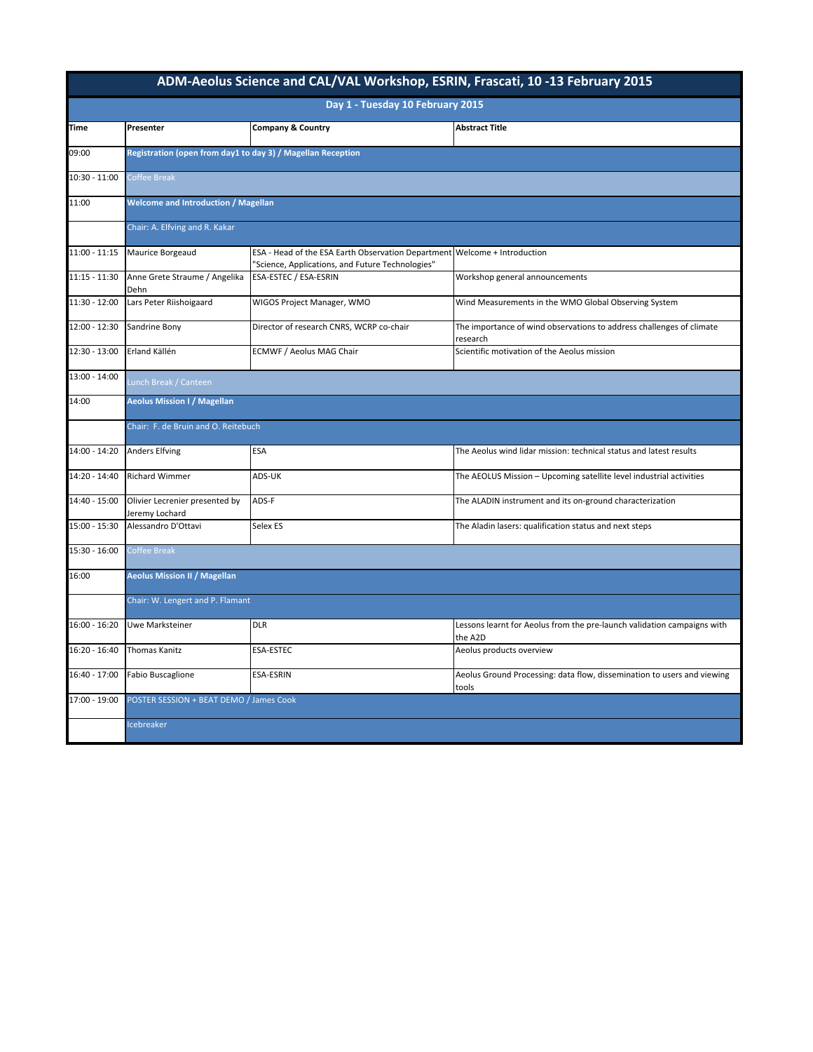# ADM-Aeolus Science and CAL/VAL Workshop, ESRIN, Frascati, 10 -13 February 2015

## Day 1 - Tuesday 10 February 2015

| Time | Presenter | Company & Country | Abstract Title |
|---|---|---|---|
| 09:00 | **Registration (open from day1 to day 3) / Magellan Reception** | | |
| 10:30 - 11:00 | Coffee Break | | |
| 11:00 | **Welcome and Introduction / Magellan** | | |
| | Chair: A. Elfving and R. Kakar | | |
| 11:00 - 11:15 | Maurice Borgeaud | ESA - Head of the ESA Earth Observation Department "Science, Applications, and Future Technologies" | Welcome + Introduction |
| 11:15 - 11:30 | Anne Grete Straume / Angelika Dehn | ESA-ESTEC / ESA-ESRIN | Workshop general announcements |
| 11:30 - 12:00 | Lars Peter Riishoigaard | WIGOS Project Manager, WMO | Wind Measurements in the WMO Global Observing System |
| 12:00 - 12:30 | Sandrine Bony | Director of research CNRS, WCRP co-chair | The importance of wind observations to address challenges of climate research |
| 12:30 - 13:00 | Erland Källén | ECMWF / Aeolus MAG Chair | Scientific motivation of the Aeolus mission |
| 13:00 - 14:00 | Lunch Break / Canteen | | |
| 14:00 | **Aeolus Mission I / Magellan** | | |
| | Chair: F. de Bruin and O. Reitebuch | | |
| 14:00 - 14:20 | Anders Elfving | ESA | The Aeolus wind lidar mission: technical status and latest results |
| 14:20 - 14:40 | Richard Wimmer | ADS-UK | The AEOLUS Mission – Upcoming satellite level industrial activities |
| 14:40 - 15:00 | Olivier Lecrenier presented by Jeremy Lochard | ADS-F | The ALADIN instrument and its on-ground characterization |
| 15:00 - 15:30 | Alessandro D'Ottavi | Selex ES | The Aladin lasers: qualification status and next steps |
| 15:30 - 16:00 | Coffee Break | | |
| 16:00 | **Aeolus Mission II / Magellan** | | |
| | Chair: W. Lengert and P. Flamant | | |
| 16:00 - 16:20 | Uwe Marksteiner | DLR | Lessons learnt for Aeolus from the pre-launch validation campaigns with the A2D |
| 16:20 - 16:40 | Thomas Kanitz | ESA-ESTEC | Aeolus products overview |
| 16:40 - 17:00 | Fabio Buscaglione | ESA-ESRIN | Aeolus Ground Processing: data flow, dissemination to users and viewing tools |
| 17:00 - 19:00 | POSTER SESSION + BEAT DEMO / James Cook | | |
| | Icebreaker | | |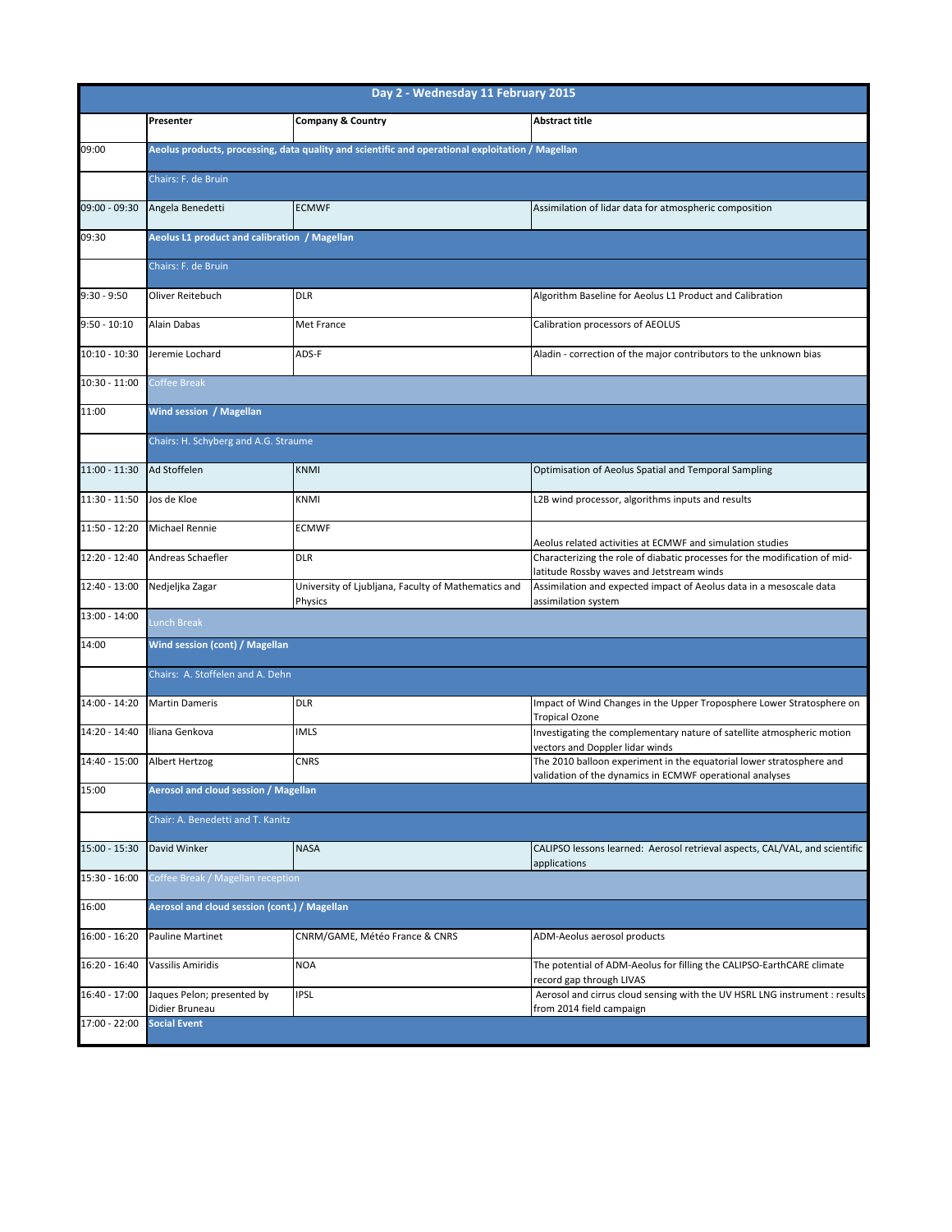| Day 2 - Wednesday 11 February 2015 | | | |
|---|---|---|---|
| | **Presenter** | **Company & Country** | **Abstract title** |
| 09:00 | **Aeolus products, processing, data quality and scientific and operational exploitation / Magellan** | | |
| | Chairs: F. de Bruin | | |
| 09:00 - 09:30 | Angela Benedetti | ECMWF | Assimilation of lidar data for atmospheric composition |
| 09:30 | **Aeolus L1 product and calibration / Magellan** | | |
| | Chairs: F. de Bruin | | |
| 9:30 - 9:50 | Oliver Reitebuch | DLR | Algorithm Baseline for Aeolus L1 Product and Calibration |
| 9:50 - 10:10 | Alain Dabas | Met France | Calibration processors of AEOLUS |
| 10:10 - 10:30 | Jeremie Lochard | ADS-F | Aladin - correction of the major contributors to the unknown bias |
| 10:30 - 11:00 | Coffee Break | | |
| 11:00 | **Wind session / Magellan** | | |
| | Chairs: H. Schyberg and A.G. Straume | | |
| 11:00 - 11:30 | Ad Stoffelen | KNMI | Optimisation of Aeolus Spatial and Temporal Sampling |
| 11:30 - 11:50 | Jos de Kloe | KNMI | L2B wind processor, algorithms inputs and results |
| 11:50 - 12:20 | Michael Rennie | ECMWF | Aeolus related activities at ECMWF and simulation studies |
| 12:20 - 12:40 | Andreas Schaefler | DLR | Characterizing the role of diabatic processes for the modification of mid-latitude Rossby waves and Jetstream winds |
| 12:40 - 13:00 | Nedjeljka Zagar | University of Ljubljana, Faculty of Mathematics and Physics | Assimilation and expected impact of Aeolus data in a mesoscale data assimilation system |
| 13:00 - 14:00 | Lunch Break | | |
| 14:00 | **Wind session (cont) / Magellan** | | |
| | Chairs: A. Stoffelen and A. Dehn | | |
| 14:00 - 14:20 | Martin Dameris | DLR | Impact of Wind Changes in the Upper Troposphere Lower Stratosphere on Tropical Ozone |
| 14:20 - 14:40 | Iliana Genkova | IMLS | Investigating the complementary nature of satellite atmospheric motion vectors and Doppler lidar winds |
| 14:40 - 15:00 | Albert Hertzog | CNRS | The 2010 balloon experiment in the equatorial lower stratosphere and validation of the dynamics in ECMWF operational analyses |
| 15:00 | **Aerosol and cloud session / Magellan** | | |
| | Chair: A. Benedetti and T. Kanitz | | |
| 15:00 - 15:30 | David Winker | NASA | CALIPSO lessons learned: Aerosol retrieval aspects, CAL/VAL, and scientific applications |
| 15:30 - 16:00 | Coffee Break / Magellan reception | | |
| 16:00 | **Aerosol and cloud session (cont.) / Magellan** | | |
| 16:00 - 16:20 | Pauline Martinet | CNRM/GAME, Météo France & CNRS | ADM-Aeolus aerosol products |
| 16:20 - 16:40 | Vassilis Amiridis | NOA | The potential of ADM-Aeolus for filling the CALIPSO-EarthCARE climate record gap through LIVAS |
| 16:40 - 17:00 | Jaques Pelon; presented by Didier Bruneau | IPSL | Aerosol and cirrus cloud sensing with the UV HSRL LNG instrument : results from 2014 field campaign |
| 17:00 - 22:00 | **Social Event** | | |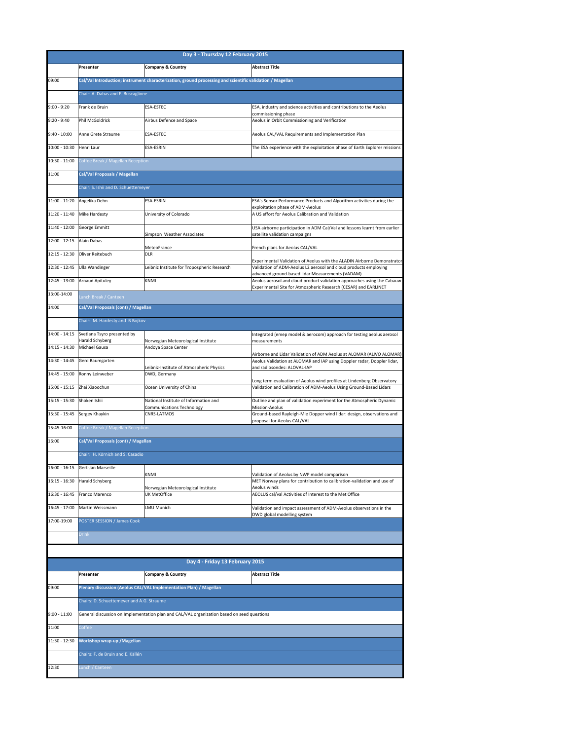## Day 3 - Thursday 12 February 2015

| | Presenter | Company & Country | Abstract Title |
|---|---|---|---|
| 09:00 | **Cal/Val Introduction; instrument characterization, ground processing and scientific validation / Magellan** | | |
| | Chair: A. Dabas and F. Buscaglione | | |
| 9:00 - 9:20 | Frank de Bruin | ESA-ESTEC | ESA, industry and science activities and contributions to the Aeolus commissioning phase |
| 9:20 - 9:40 | Phil McGoldrick | Airbus Defence and Space | Aeolus in Orbit Commissioning and Verification |
| 9:40 - 10:00 | Anne Grete Straume | ESA-ESTEC | Aeolus CAL/VAL Requirements and Implementation Plan |
| 10:00 - 10:30 | Henri Laur | ESA-ESRIN | The ESA experience with the exploitation phase of Earth Explorer missions |
| 10:30 - 11:00 | Coffee Break / Magellan Reception | | |
| 11:00 | **Cal/Val Proposals / Magellan** | | |
| | Chair: S. Ishii and D. Schuettemeyer | | |
| 11:00 - 11:20 | Angelika Dehn | ESA-ESRIN | ESA's Sensor Performance Products and Algorithm activities during the exploitation phase of ADM-Aeolus |
| 11:20 - 11:40 | Mike Hardesty | University of Colorado | A US effort for Aeolus Calibration and Validation |
| 11:40 - 12:00 | George Emmitt | Simpson Weather Associates | USA airborne participation in ADM Cal/Val and lessons learnt from earlier satellite validation campaigns |
| 12:00 - 12:15 | Alain Dabas | MeteoFrance | French plans for Aeolus CAL/VAL |
| 12:15 - 12:30 | Oliver Reitebuch | DLR | Experimental Validation of Aeolus with the ALADIN Airborne Demonstrator |
| 12:30 - 12:45 | Ulla Wandinger | Leibniz Institute for Tropospheric Research | Validation of ADM-Aeolus L2 aerosol and cloud products employing advanced ground-based lidar Measurements (VADAM) |
| 12:45 - 13:00 | Arnaud Apituley | KNMI | Aeolus aerosol and cloud product validation approaches using the Cabauw Experimental Site for Atmospheric Research (CESAR) and EARLINET |
| 13:00-14:00 | Lunch Break / Canteen | | |
| 14:00 | **Cal/Val Proposals (cont) / Magellan** | | |
| | Chair: M. Hardesty and B Bojkov | | |
| 14:00 - 14:15 | Svetlana Tsyro presented by Harald Schyberg | Norwegian Meteorological Institute | Integrated (emep model & aerocom) approach for testing aeolus aerosol measurements |
| 14:15 - 14:30 | Michael Gausa | Andoya Space Center | Airborne and Lidar Validation of ADM Aeolus at ALOMAR (ALIVO ALOMAR) |
| 14:30 - 14:45 | Gerd Baumgarten | Leibniz-Institute of Atmospheric Physics | Aeolus Validation at ALOMAR and IAP using Doppler radar, Doppler lidar, and radiosondes: ALOVAL-IAP |
| 14:45 - 15:00 | Ronny Leinweber | DWD, Germany | Long term evaluation of Aeolus wind profiles at Lindenberg Observatory |
| 15:00 - 15:15 | Zhai Xiaoochun | Ocean University of China | Validation and Calibration of ADM-Aeolus Using Ground-Based Lidars |
| 15:15 - 15:30 | Shoken Ishii | National Institute of Information and Communications Technology | Outline and plan of validation experiment for the Atmospheric Dynamic Mission-Aeolus |
| 15:30 - 15:45 | Sergey Khaykin | CNRS-LATMOS | Ground-based Rayleigh-Mie Dopper wind lidar: design, observations and proposal for Aeolus CAL/VAL |
| 15:45-16:00 | Coffee Break / Magellan Reception | | |
| 16:00 | **Cal/Val Proposals (cont) / Magellan** | | |
| | Chair: H. Körnich and S. Casadio | | |
| 16:00 - 16:15 | Gert-Jan Marseille | KNMI | Validation of Aeolus by NWP model comparison |
| 16:15 - 16:30 | Harald Schyberg | Norwegian Meteorological Institute | MET Norway plans for contribution to calibration-validation and use of Aeolus winds |
| 16:30 - 16:45 | Franco Marenco | UK MetOffice | AEOLUS cal/val Activities of Interest to the Met Office |
| 16:45 - 17:00 | Martin Weissmann | LMU Munich | Validation and impact assessment of ADM-Aeolus observations in the DWD global modelling system |
| 17:00-19:00 | POSTER SESSION / James Cook | | |
| | Drink | | |

## Day 4 - Friday 13 February 2015

| | Presenter | Company & Country | Abstract Title |
|---|---|---|---|
| 09:00 | **Plenary discussion (Aeolus CAL/VAL Implementation Plan) / Magellan** | | |
| | Chairs: D. Schuettemeyer and A.G. Straume | | |
| 9:00 - 11:00 | General discussion on Implementation plan and CAL/VAL organization based on seed questions | | |
| 11:00 | Coffee | | |
| 11:30 - 12:30 | **Workshop wrap-up /Magellan** | | |
| | Chairs: F. de Bruin and E. Källén | | |
| 12:30 | Lunch / Canteen | | |